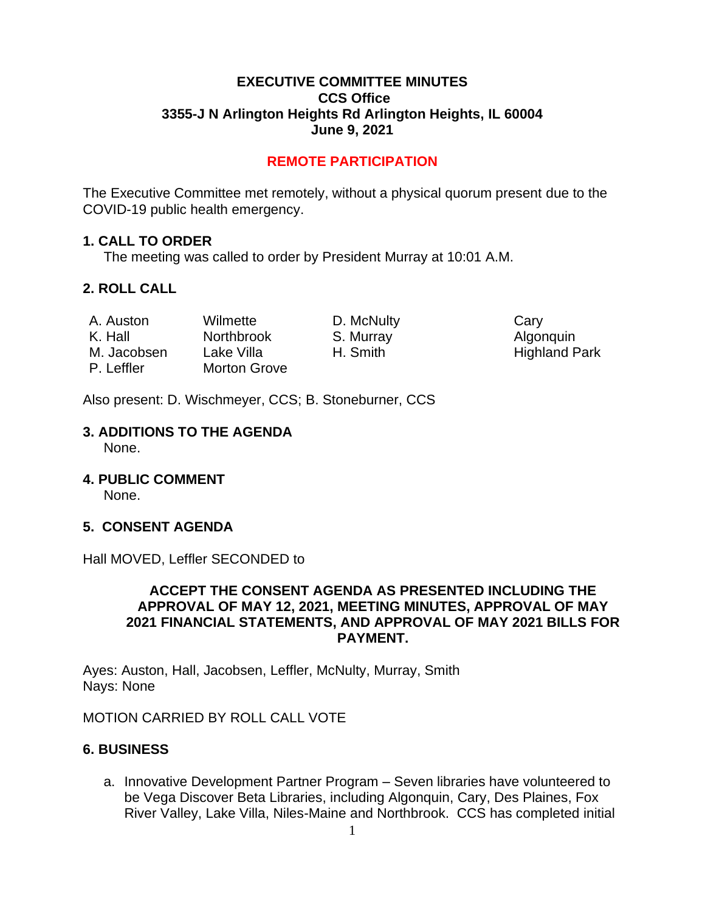**EXECUTIVE COMMITTEE MINUTES**
**CCS Office**
**3355-J N Arlington Heights Rd Arlington Heights, IL 60004**
**June 9, 2021**

**REMOTE PARTICIPATION**

The Executive Committee met remotely, without a physical quorum present due to the COVID-19 public health emergency.

## 1. CALL TO ORDER

The meeting was called to order by President Murray at 10:01 A.M.

## 2. ROLL CALL

| | | | |
|---|---|---|---|
| A. Auston | Wilmette | D. McNulty | Cary |
| K. Hall | Northbrook | S. Murray | Algonquin |
| M. Jacobsen | Lake Villa | H. Smith | Highland Park |
| P. Leffler | Morton Grove | | |

Also present: D. Wischmeyer, CCS; B. Stoneburner, CCS

## 3. ADDITIONS TO THE AGENDA

None.

## 4. PUBLIC COMMENT

None.

## 5. CONSENT AGENDA

Hall MOVED, Leffler SECONDED to

**ACCEPT THE CONSENT AGENDA AS PRESENTED INCLUDING THE APPROVAL OF MAY 12, 2021, MEETING MINUTES, APPROVAL OF MAY 2021 FINANCIAL STATEMENTS, AND APPROVAL OF MAY 2021 BILLS FOR PAYMENT.**

Ayes: Auston, Hall, Jacobsen, Leffler, McNulty, Murray, Smith
Nays: None

MOTION CARRIED BY ROLL CALL VOTE

## 6. BUSINESS

a. Innovative Development Partner Program – Seven libraries have volunteered to be Vega Discover Beta Libraries, including Algonquin, Cary, Des Plaines, Fox River Valley, Lake Villa, Niles-Maine and Northbrook. CCS has completed initial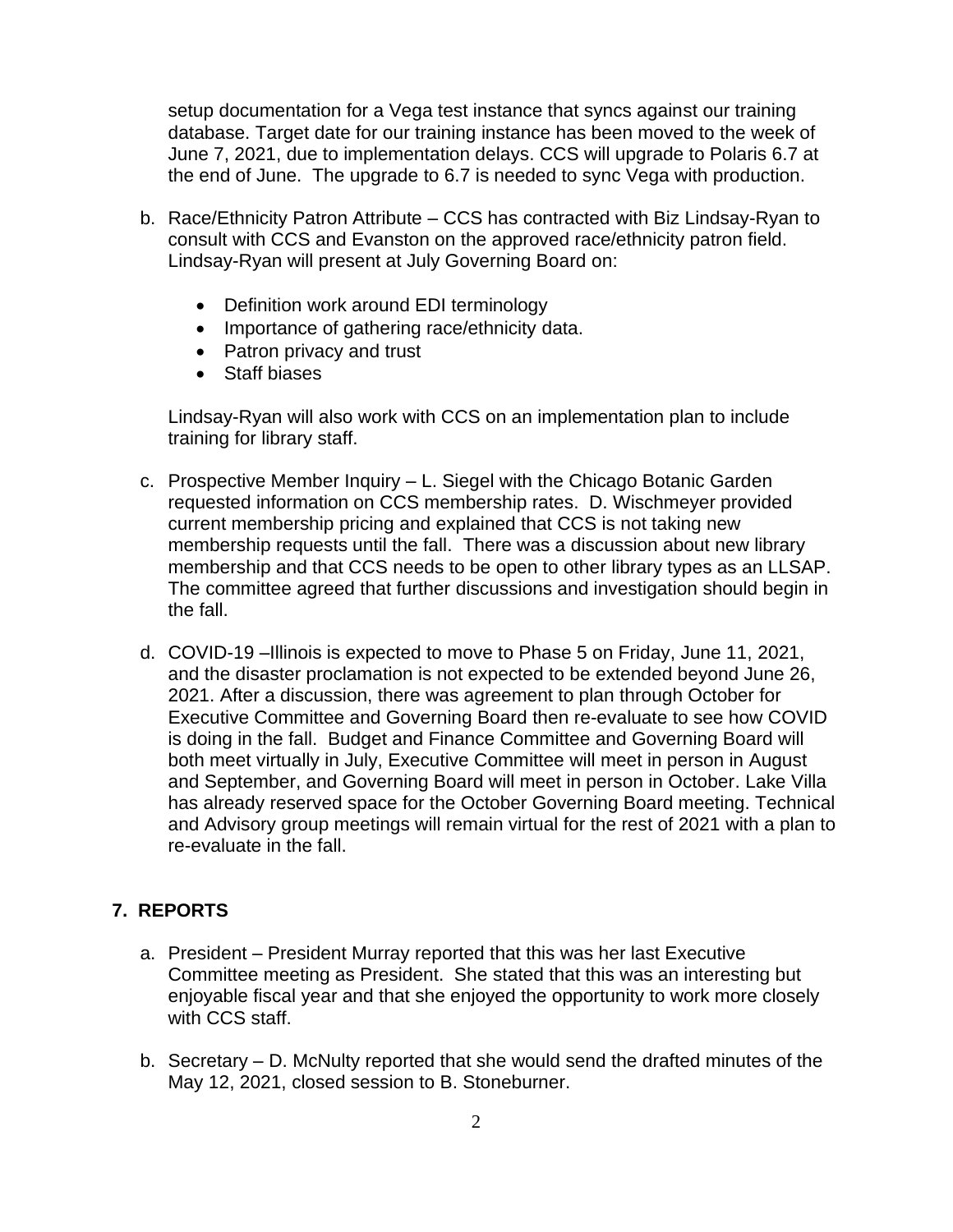setup documentation for a Vega test instance that syncs against our training database. Target date for our training instance has been moved to the week of June 7, 2021, due to implementation delays. CCS will upgrade to Polaris 6.7 at the end of June. The upgrade to 6.7 is needed to sync Vega with production.

b. Race/Ethnicity Patron Attribute – CCS has contracted with Biz Lindsay-Ryan to consult with CCS and Evanston on the approved race/ethnicity patron field. Lindsay-Ryan will present at July Governing Board on:

- Definition work around EDI terminology
- Importance of gathering race/ethnicity data.
- Patron privacy and trust
- Staff biases

Lindsay-Ryan will also work with CCS on an implementation plan to include training for library staff.

c. Prospective Member Inquiry – L. Siegel with the Chicago Botanic Garden requested information on CCS membership rates. D. Wischmeyer provided current membership pricing and explained that CCS is not taking new membership requests until the fall. There was a discussion about new library membership and that CCS needs to be open to other library types as an LLSAP. The committee agreed that further discussions and investigation should begin in the fall.

d. COVID-19 –Illinois is expected to move to Phase 5 on Friday, June 11, 2021, and the disaster proclamation is not expected to be extended beyond June 26, 2021. After a discussion, there was agreement to plan through October for Executive Committee and Governing Board then re-evaluate to see how COVID is doing in the fall. Budget and Finance Committee and Governing Board will both meet virtually in July, Executive Committee will meet in person in August and September, and Governing Board will meet in person in October. Lake Villa has already reserved space for the October Governing Board meeting. Technical and Advisory group meetings will remain virtual for the rest of 2021 with a plan to re-evaluate in the fall.

## 7. REPORTS

a. President – President Murray reported that this was her last Executive Committee meeting as President. She stated that this was an interesting but enjoyable fiscal year and that she enjoyed the opportunity to work more closely with CCS staff.

b. Secretary – D. McNulty reported that she would send the drafted minutes of the May 12, 2021, closed session to B. Stoneburner.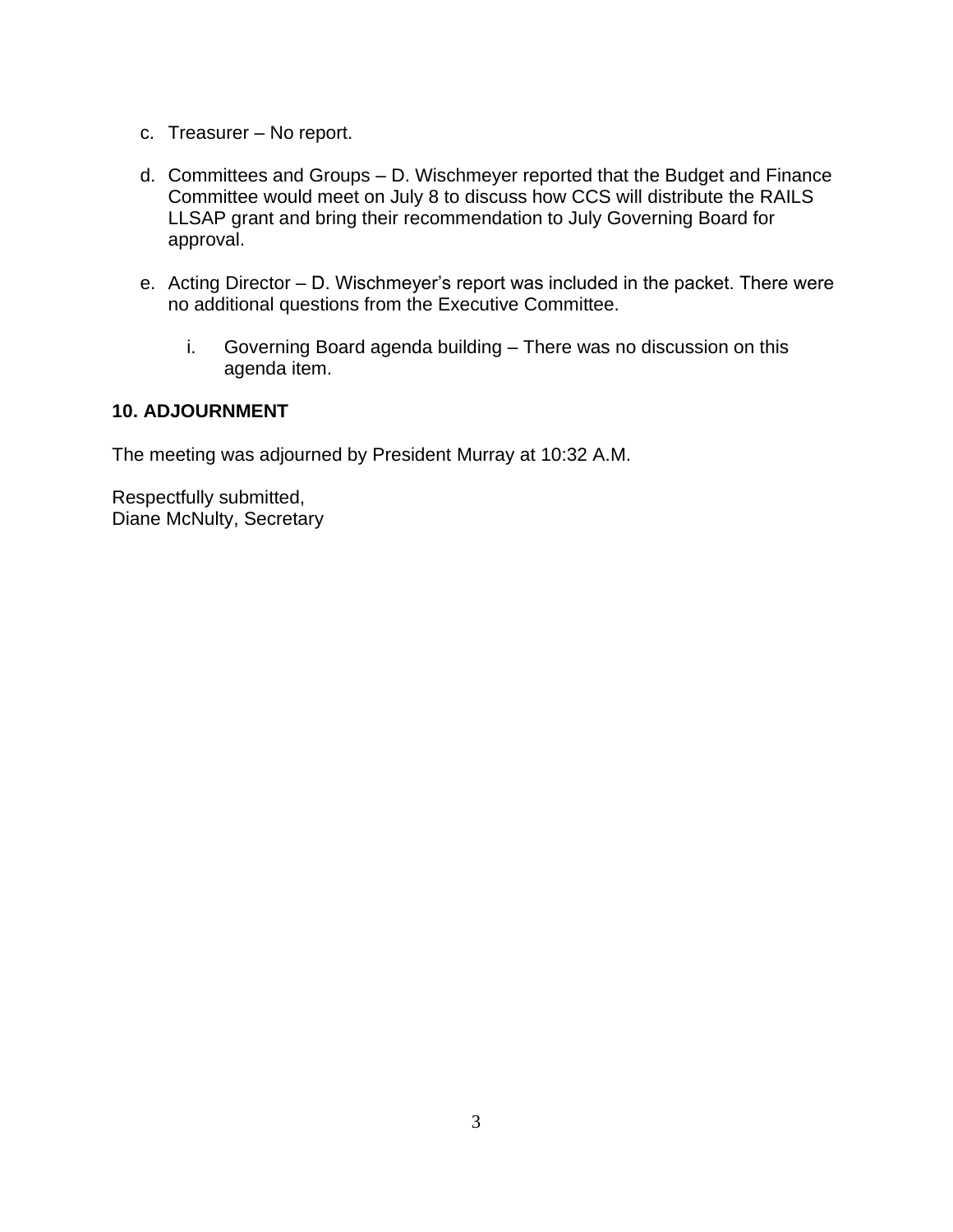c. Treasurer – No report.

d. Committees and Groups – D. Wischmeyer reported that the Budget and Finance Committee would meet on July 8 to discuss how CCS will distribute the RAILS LLSAP grant and bring their recommendation to July Governing Board for approval.

e. Acting Director – D. Wischmeyer's report was included in the packet. There were no additional questions from the Executive Committee.

   i. Governing Board agenda building – There was no discussion on this agenda item.

**10. ADJOURNMENT**

The meeting was adjourned by President Murray at 10:32 A.M.

Respectfully submitted,
Diane McNulty, Secretary